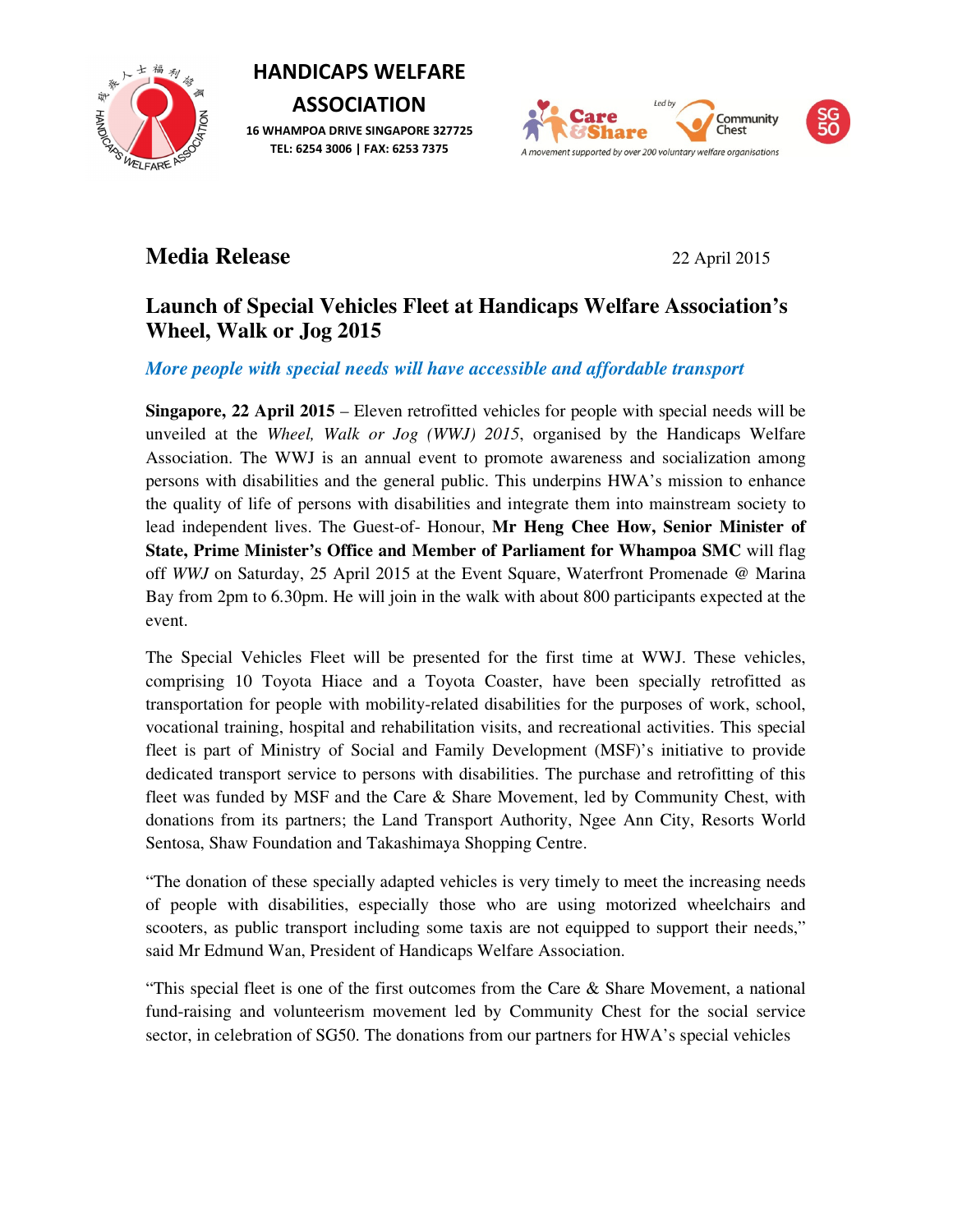**HANDICAPS WELFARE ASSOCIATION**

**16 WHAMPOA DRIVE SINGAPORE 327725**
**TEL: 6254 3006 | FAX: 6253 7375**

# Media Release

22 April 2015

## Launch of Special Vehicles Fleet at Handicaps Welfare Association's Wheel, Walk or Jog 2015

*More people with special needs will have accessible and affordable transport*

**Singapore, 22 April 2015** – Eleven retrofitted vehicles for people with special needs will be unveiled at the *Wheel, Walk or Jog (WWJ) 2015*, organised by the Handicaps Welfare Association. The WWJ is an annual event to promote awareness and socialization among persons with disabilities and the general public. This underpins HWA's mission to enhance the quality of life of persons with disabilities and integrate them into mainstream society to lead independent lives. The Guest-of- Honour, **Mr Heng Chee How, Senior Minister of State, Prime Minister's Office and Member of Parliament for Whampoa SMC** will flag off *WWJ* on Saturday, 25 April 2015 at the Event Square, Waterfront Promenade @ Marina Bay from 2pm to 6.30pm. He will join in the walk with about 800 participants expected at the event.

The Special Vehicles Fleet will be presented for the first time at WWJ. These vehicles, comprising 10 Toyota Hiace and a Toyota Coaster, have been specially retrofitted as transportation for people with mobility-related disabilities for the purposes of work, school, vocational training, hospital and rehabilitation visits, and recreational activities. This special fleet is part of Ministry of Social and Family Development (MSF)'s initiative to provide dedicated transport service to persons with disabilities. The purchase and retrofitting of this fleet was funded by MSF and the Care & Share Movement, led by Community Chest, with donations from its partners; the Land Transport Authority, Ngee Ann City, Resorts World Sentosa, Shaw Foundation and Takashimaya Shopping Centre.

"The donation of these specially adapted vehicles is very timely to meet the increasing needs of people with disabilities, especially those who are using motorized wheelchairs and scooters, as public transport including some taxis are not equipped to support their needs," said Mr Edmund Wan, President of Handicaps Welfare Association.

"This special fleet is one of the first outcomes from the Care & Share Movement, a national fund-raising and volunteerism movement led by Community Chest for the social service sector, in celebration of SG50. The donations from our partners for HWA's special vehicles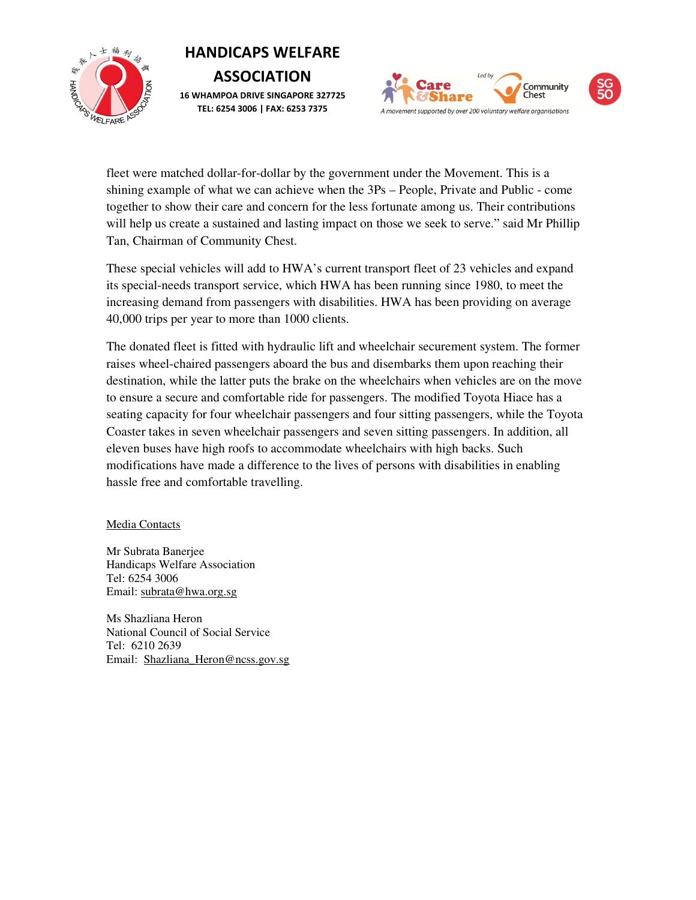fleet were matched dollar-for-dollar by the government under the Movement. This is a shining example of what we can achieve when the 3Ps – People, Private and Public - come together to show their care and concern for the less fortunate among us. Their contributions will help us create a sustained and lasting impact on those we seek to serve." said Mr Phillip Tan, Chairman of Community Chest.

These special vehicles will add to HWA's current transport fleet of 23 vehicles and expand its special-needs transport service, which HWA has been running since 1980, to meet the increasing demand from passengers with disabilities. HWA has been providing on average 40,000 trips per year to more than 1000 clients.

The donated fleet is fitted with hydraulic lift and wheelchair securement system. The former raises wheel-chaired passengers aboard the bus and disembarks them upon reaching their destination, while the latter puts the brake on the wheelchairs when vehicles are on the move to ensure a secure and comfortable ride for passengers. The modified Toyota Hiace has a seating capacity for four wheelchair passengers and four sitting passengers, while the Toyota Coaster takes in seven wheelchair passengers and seven sitting passengers. In addition, all eleven buses have high roofs to accommodate wheelchairs with high backs. Such modifications have made a difference to the lives of persons with disabilities in enabling hassle free and comfortable travelling.

Media Contacts

Mr Subrata Banerjee
Handicaps Welfare Association
Tel: 6254 3006
Email: subrata@hwa.org.sg

Ms Shazliana Heron
National Council of Social Service
Tel: 6210 2639
Email: Shazliana_Heron@ncss.gov.sg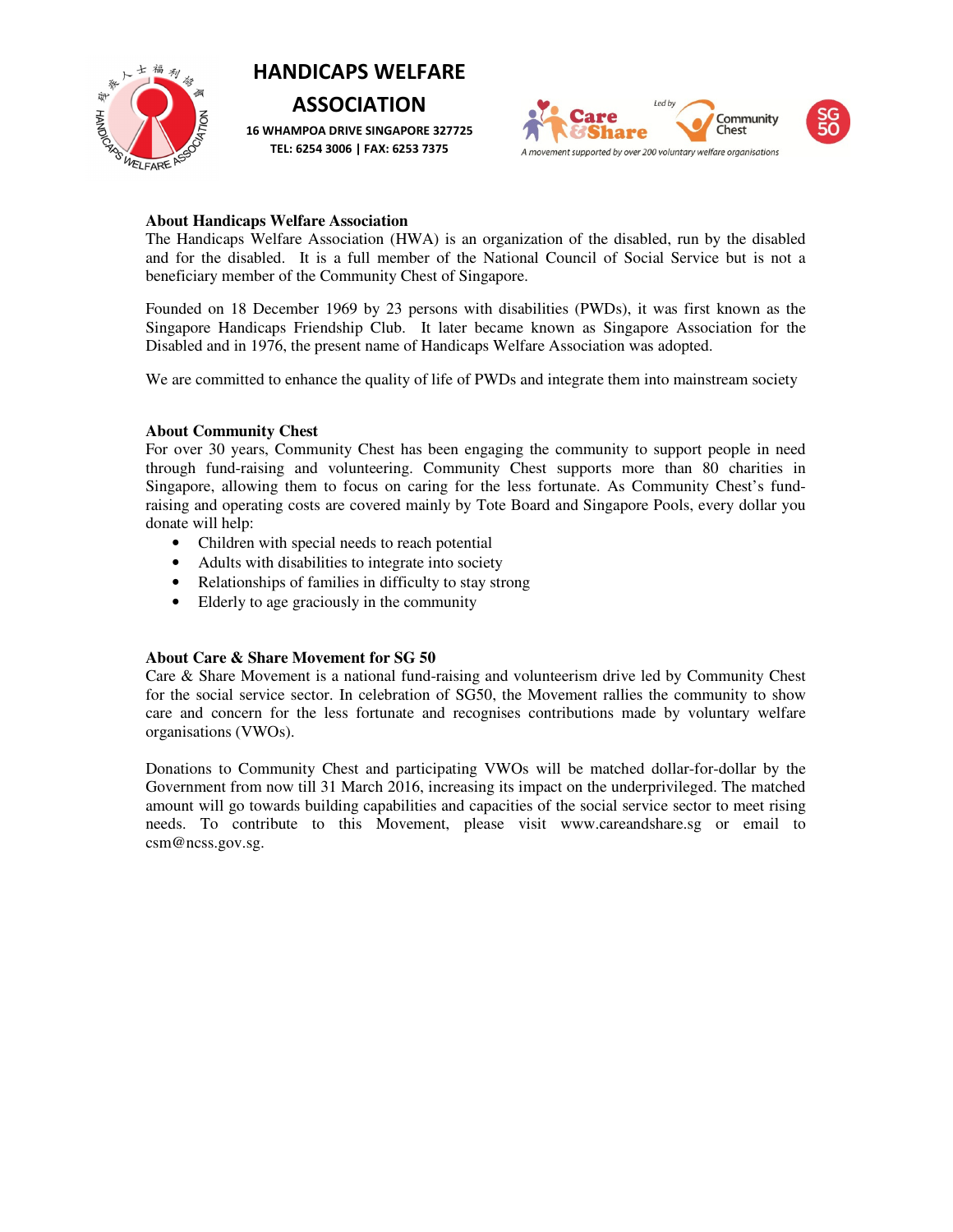# HANDICAPS WELFARE ASSOCIATION

16 WHAMPOA DRIVE SINGAPORE 327725
TEL: 6254 3006 | FAX: 6253 7375

Care & Share — Led by Community Chest — A movement supported by over 200 voluntary welfare organisations

SG 50

**About Handicaps Welfare Association**

The Handicaps Welfare Association (HWA) is an organization of the disabled, run by the disabled and for the disabled. It is a full member of the National Council of Social Service but is not a beneficiary member of the Community Chest of Singapore.

Founded on 18 December 1969 by 23 persons with disabilities (PWDs), it was first known as the Singapore Handicaps Friendship Club. It later became known as Singapore Association for the Disabled and in 1976, the present name of Handicaps Welfare Association was adopted.

We are committed to enhance the quality of life of PWDs and integrate them into mainstream society

**About Community Chest**

For over 30 years, Community Chest has been engaging the community to support people in need through fund-raising and volunteering. Community Chest supports more than 80 charities in Singapore, allowing them to focus on caring for the less fortunate. As Community Chest's fund-raising and operating costs are covered mainly by Tote Board and Singapore Pools, every dollar you donate will help:

- Children with special needs to reach potential
- Adults with disabilities to integrate into society
- Relationships of families in difficulty to stay strong
- Elderly to age graciously in the community

**About Care & Share Movement for SG 50**

Care & Share Movement is a national fund-raising and volunteerism drive led by Community Chest for the social service sector. In celebration of SG50, the Movement rallies the community to show care and concern for the less fortunate and recognises contributions made by voluntary welfare organisations (VWOs).

Donations to Community Chest and participating VWOs will be matched dollar-for-dollar by the Government from now till 31 March 2016, increasing its impact on the underprivileged. The matched amount will go towards building capabilities and capacities of the social service sector to meet rising needs. To contribute to this Movement, please visit www.careandshare.sg or email to csm@ncss.gov.sg.